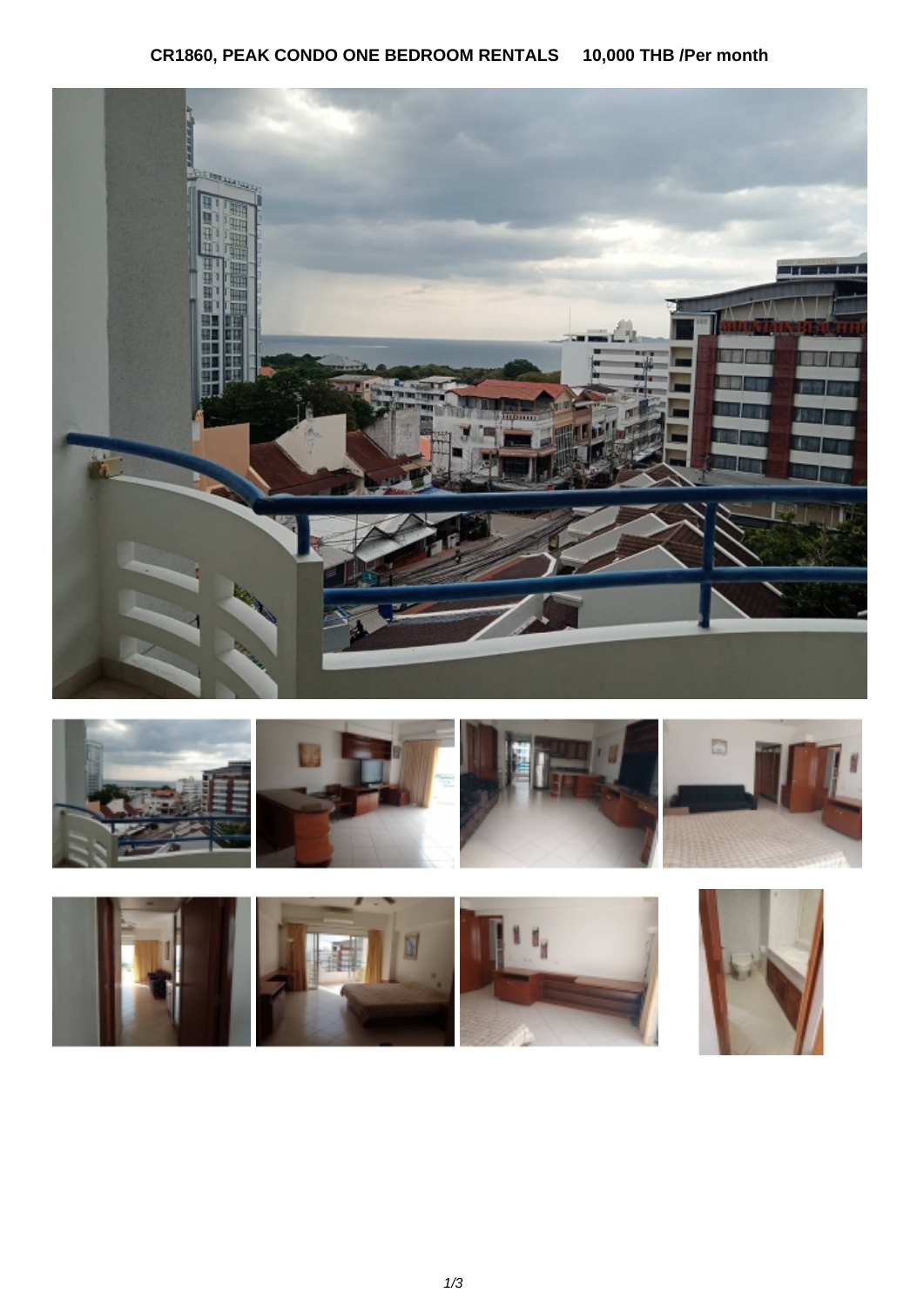**CR1860, PEAK CONDO ONE BEDROOM RENTALS 10,000 THB /Per month**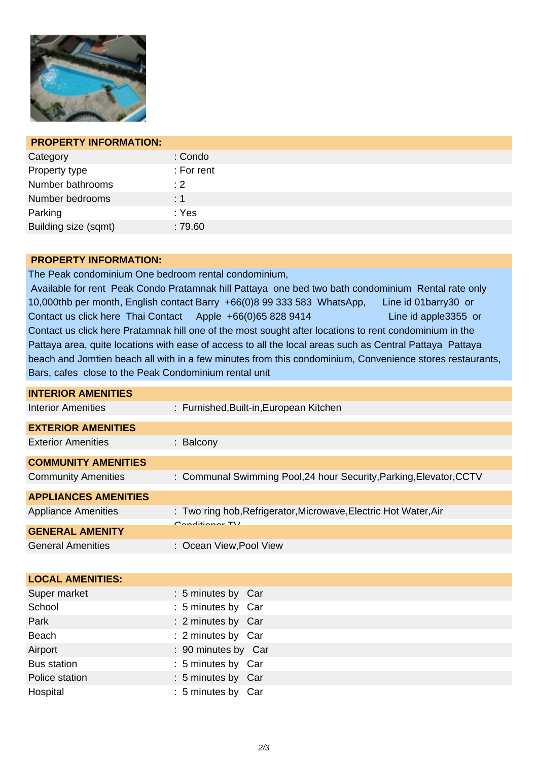## PROPERTY INFORMATION:

| | |
|---|---|
| Category | : Condo |
| Property type | : For rent |
| Number bathrooms | : 2 |
| Number bedrooms | : 1 |
| Parking | : Yes |
| Building size (sqmt) | : 79.60 |

## PROPERTY INFORMATION:

The Peak condominium One bedroom rental condominium,
Available for rent Peak Condo Pratamnak hill Pattaya one bed two bath condominium Rental rate only 10,000thb per month, English contact Barry +66(0)8 99 333 583 WhatsApp, Line id 01barry30 or Contact us click here Thai Contact Apple +66(0)65 828 9414 Line id apple3355 or Contact us click here Pratamnak hill one of the most sought after locations to rent condominium in the Pattaya area, quite locations with ease of access to all the local areas such as Central Pattaya Pattaya beach and Jomtien beach all with in a few minutes from this condominium, Convenience stores restaurants, Bars, cafes close to the Peak Condominium rental unit

## INTERIOR AMENITIES

| | |
|---|---|
| Interior Amenities | : Furnished,Built-in,European Kitchen |

## EXTERIOR AMENITIES

| | |
|---|---|
| Exterior Amenities | : Balcony |

## COMMUNITY AMENITIES

| | |
|---|---|
| Community Amenities | : Communal Swimming Pool,24 hour Security,Parking,Elevator,CCTV |

## APPLIANCES AMENITIES

| | |
|---|---|
| Appliance Amenities | : Two ring hob,Refrigerator,Microwave,Electric Hot Water,Air Conditioner,TV |

## GENERAL AMENITY

| | |
|---|---|
| General Amenities | : Ocean View,Pool View |

## LOCAL AMENITIES:

| | |
|---|---|
| Super market | : 5 minutes by Car |
| School | : 5 minutes by Car |
| Park | : 2 minutes by Car |
| Beach | : 2 minutes by Car |
| Airport | : 90 minutes by Car |
| Bus station | : 5 minutes by Car |
| Police station | : 5 minutes by Car |
| Hospital | : 5 minutes by Car |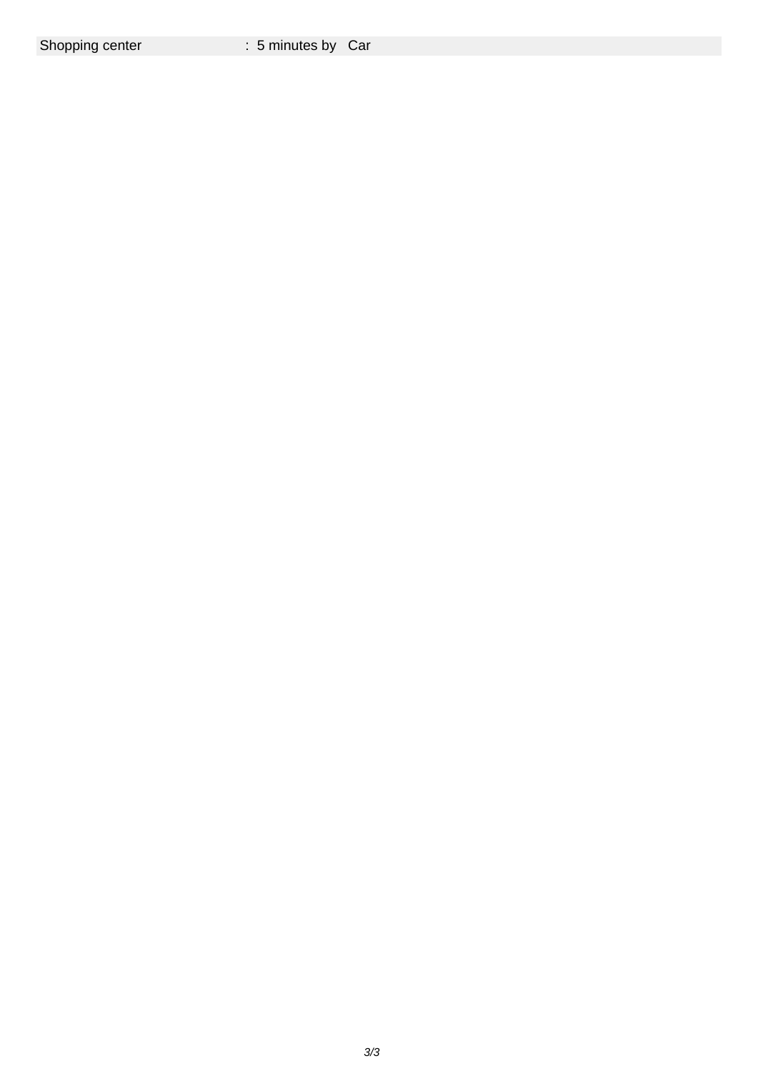| | |
|---|---|
| Shopping center | : 5 minutes by Car |